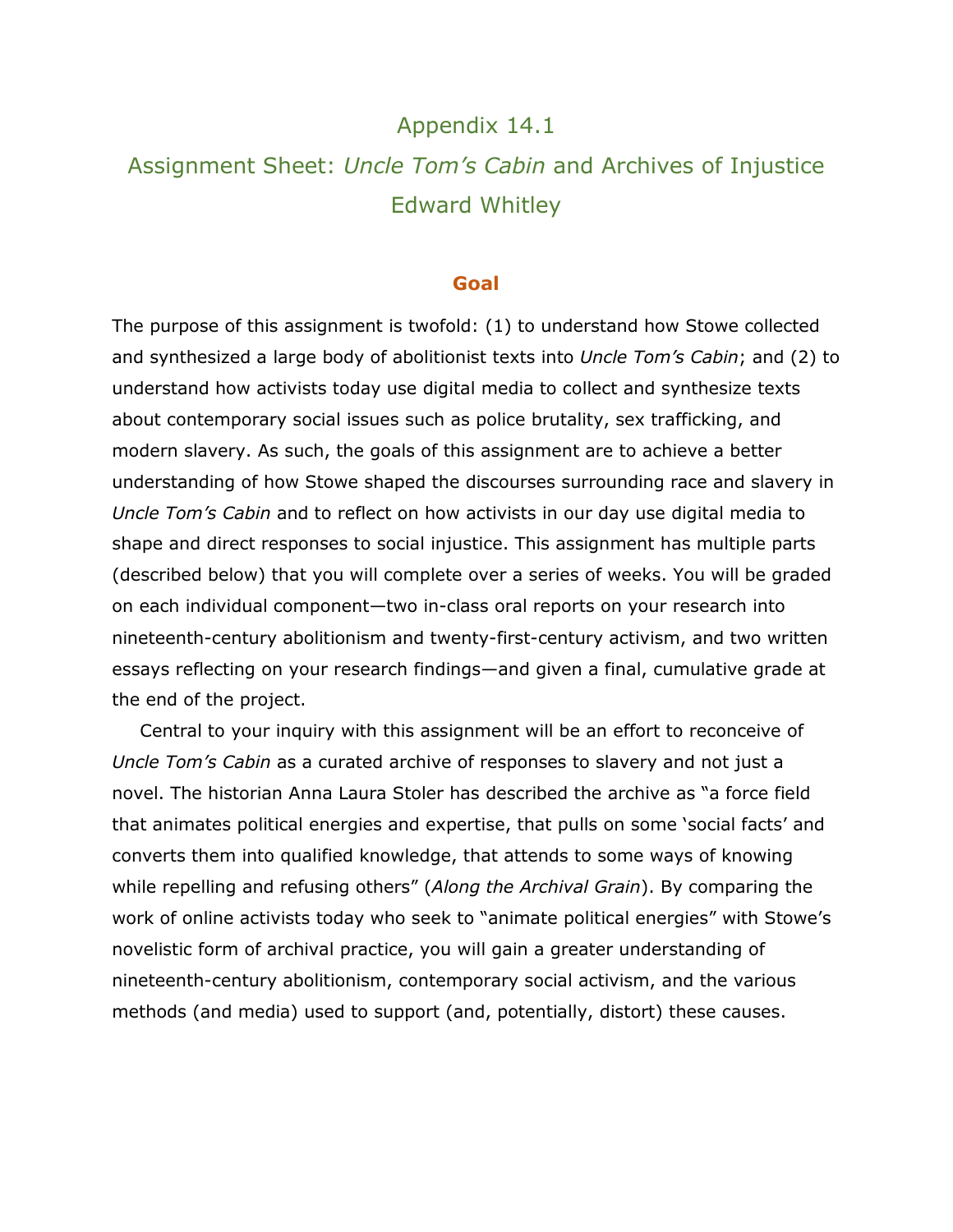# Appendix 14.1

## Assignment Sheet: *Uncle Tom's Cabin* and Archives of Injustice

## Edward Whitley

### **Goal**

The purpose of this assignment is twofold: (1) to understand how Stowe collected and synthesized a large body of abolitionist texts into *Uncle Tom's Cabin*; and (2) to understand how activists today use digital media to collect and synthesize texts about contemporary social issues such as police brutality, sex trafficking, and modern slavery. As such, the goals of this assignment are to achieve a better understanding of how Stowe shaped the discourses surrounding race and slavery in *Uncle Tom's Cabin* and to reflect on how activists in our day use digital media to shape and direct responses to social injustice. This assignment has multiple parts (described below) that you will complete over a series of weeks. You will be graded on each individual component—two in-class oral reports on your research into nineteenth-century abolitionism and twenty-first-century activism, and two written essays reflecting on your research findings—and given a final, cumulative grade at the end of the project.

Central to your inquiry with this assignment will be an effort to reconceive of *Uncle Tom's Cabin* as a curated archive of responses to slavery and not just a novel. The historian Anna Laura Stoler has described the archive as "a force field that animates political energies and expertise, that pulls on some 'social facts' and converts them into qualified knowledge, that attends to some ways of knowing while repelling and refusing others" (*Along the Archival Grain*). By comparing the work of online activists today who seek to "animate political energies" with Stowe's novelistic form of archival practice, you will gain a greater understanding of nineteenth-century abolitionism, contemporary social activism, and the various methods (and media) used to support (and, potentially, distort) these causes.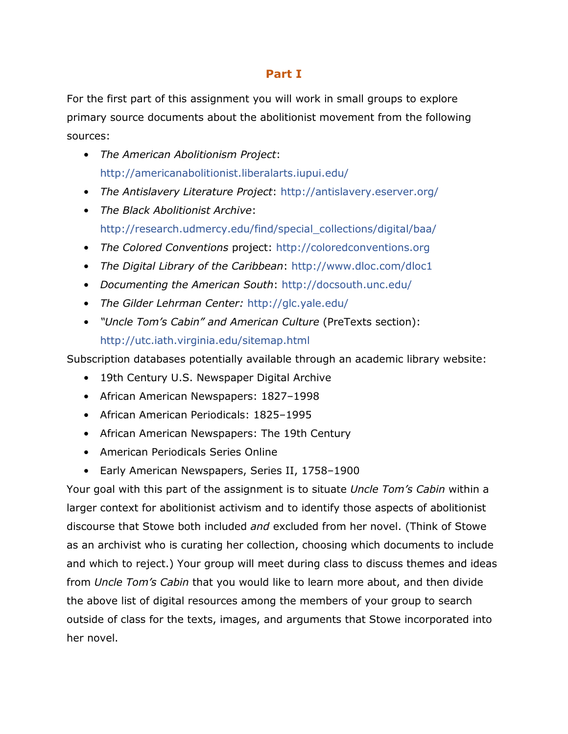## Part I

For the first part of this assignment you will work in small groups to explore primary source documents about the abolitionist movement from the following sources:

- *The American Abolitionism Project*: http://americanabolitionist.liberalarts.iupui.edu/
- *The Antislavery Literature Project*: http://antislavery.eserver.org/
- *The Black Abolitionist Archive*: http://research.udmercy.edu/find/special_collections/digital/baa/
- *The Colored Conventions* project: http://coloredconventions.org
- *The Digital Library of the Caribbean*: http://www.dloc.com/dloc1
- *Documenting the American South*: http://docsouth.unc.edu/
- *The Gilder Lehrman Center:* http://glc.yale.edu/
- *"Uncle Tom's Cabin" and American Culture* (PreTexts section): http://utc.iath.virginia.edu/sitemap.html

Subscription databases potentially available through an academic library website:

- 19th Century U.S. Newspaper Digital Archive
- African American Newspapers: 1827–1998
- African American Periodicals: 1825–1995
- African American Newspapers: The 19th Century
- American Periodicals Series Online
- Early American Newspapers, Series II, 1758–1900

Your goal with this part of the assignment is to situate *Uncle Tom's Cabin* within a larger context for abolitionist activism and to identify those aspects of abolitionist discourse that Stowe both included *and* excluded from her novel. (Think of Stowe as an archivist who is curating her collection, choosing which documents to include and which to reject.) Your group will meet during class to discuss themes and ideas from *Uncle Tom's Cabin* that you would like to learn more about, and then divide the above list of digital resources among the members of your group to search outside of class for the texts, images, and arguments that Stowe incorporated into her novel.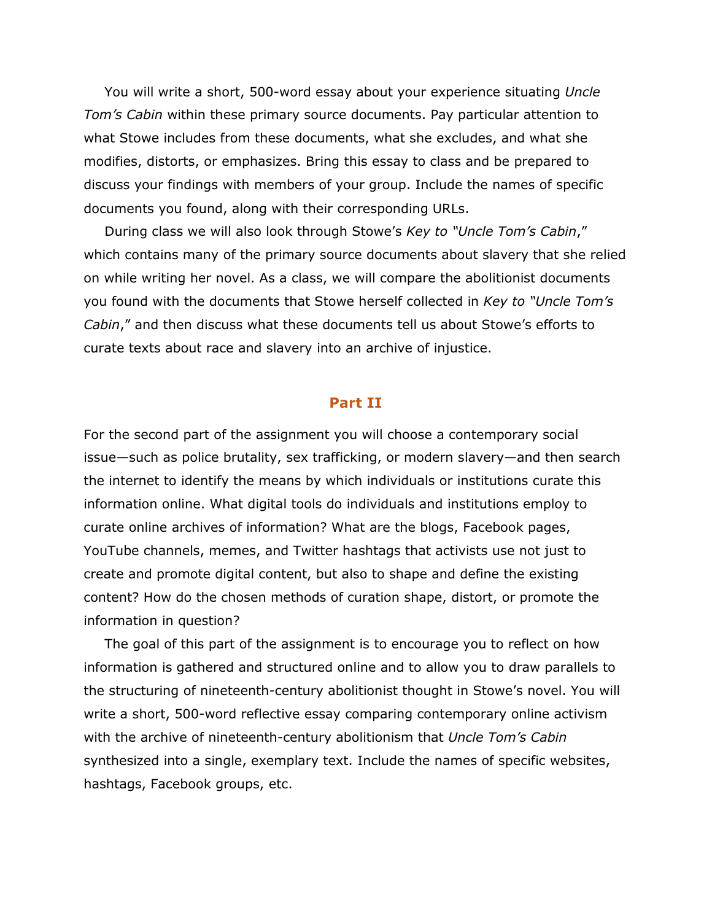You will write a short, 500-word essay about your experience situating *Uncle Tom's Cabin* within these primary source documents. Pay particular attention to what Stowe includes from these documents, what she excludes, and what she modifies, distorts, or emphasizes. Bring this essay to class and be prepared to discuss your findings with members of your group. Include the names of specific documents you found, along with their corresponding URLs.

During class we will also look through Stowe's *Key to "Uncle Tom's Cabin*," which contains many of the primary source documents about slavery that she relied on while writing her novel. As a class, we will compare the abolitionist documents you found with the documents that Stowe herself collected in *Key to "Uncle Tom's Cabin*," and then discuss what these documents tell us about Stowe's efforts to curate texts about race and slavery into an archive of injustice.

## Part II

For the second part of the assignment you will choose a contemporary social issue—such as police brutality, sex trafficking, or modern slavery—and then search the internet to identify the means by which individuals or institutions curate this information online. What digital tools do individuals and institutions employ to curate online archives of information? What are the blogs, Facebook pages, YouTube channels, memes, and Twitter hashtags that activists use not just to create and promote digital content, but also to shape and define the existing content? How do the chosen methods of curation shape, distort, or promote the information in question?

The goal of this part of the assignment is to encourage you to reflect on how information is gathered and structured online and to allow you to draw parallels to the structuring of nineteenth-century abolitionist thought in Stowe's novel. You will write a short, 500-word reflective essay comparing contemporary online activism with the archive of nineteenth-century abolitionism that *Uncle Tom's Cabin* synthesized into a single, exemplary text. Include the names of specific websites, hashtags, Facebook groups, etc.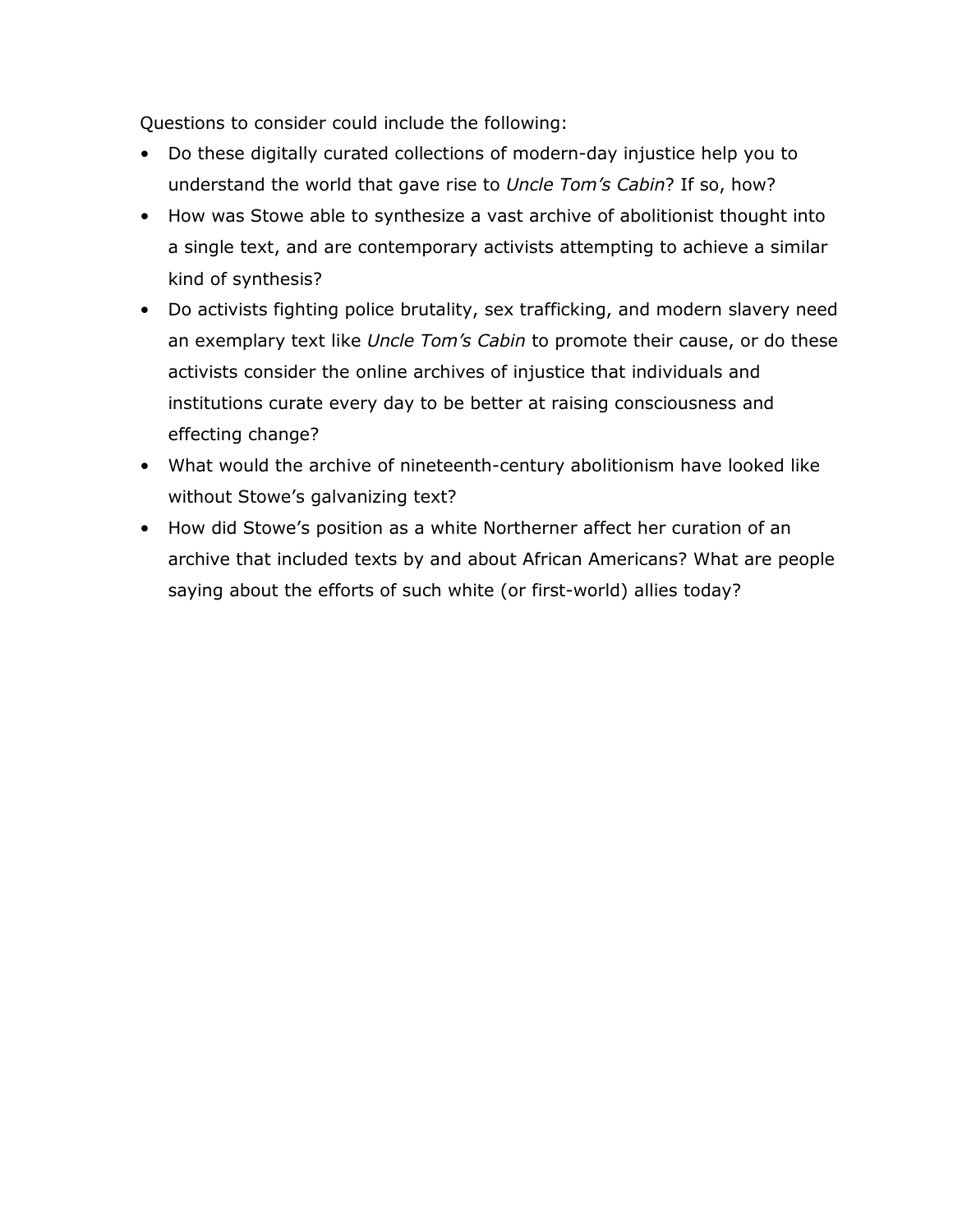Questions to consider could include the following:

- Do these digitally curated collections of modern-day injustice help you to understand the world that gave rise to *Uncle Tom's Cabin*? If so, how?
- How was Stowe able to synthesize a vast archive of abolitionist thought into a single text, and are contemporary activists attempting to achieve a similar kind of synthesis?
- Do activists fighting police brutality, sex trafficking, and modern slavery need an exemplary text like *Uncle Tom's Cabin* to promote their cause, or do these activists consider the online archives of injustice that individuals and institutions curate every day to be better at raising consciousness and effecting change?
- What would the archive of nineteenth-century abolitionism have looked like without Stowe's galvanizing text?
- How did Stowe's position as a white Northerner affect her curation of an archive that included texts by and about African Americans? What are people saying about the efforts of such white (or first-world) allies today?